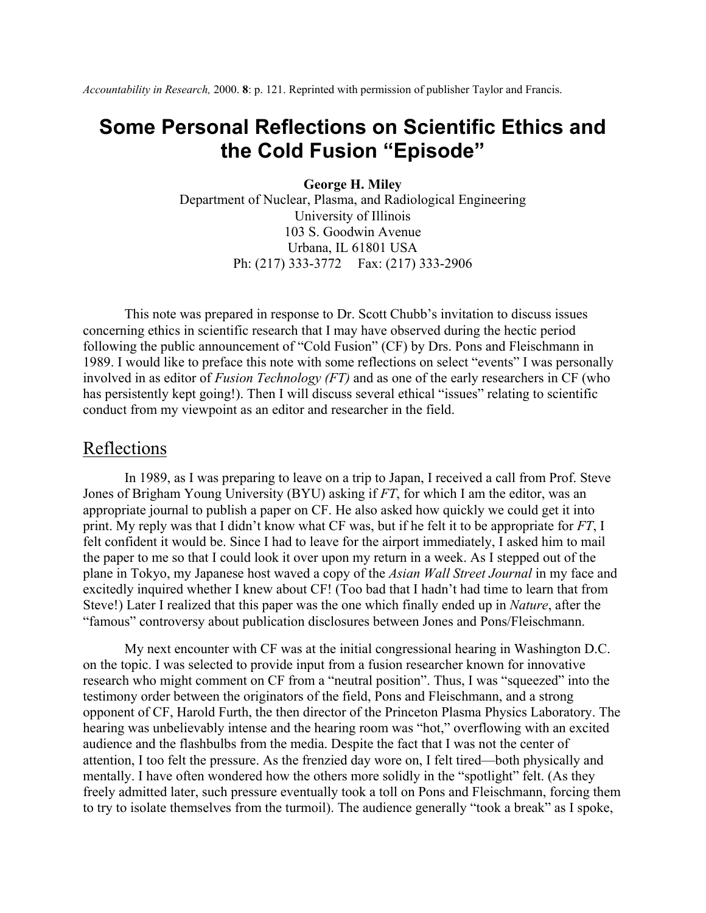*Accountability in Research,* 2000. **8**: p. 121. Reprinted with permission of publisher Taylor and Francis.

# Some Personal Reflections on Scientific Ethics and the Cold Fusion "Episode"

**George H. Miley**
Department of Nuclear, Plasma, and Radiological Engineering
University of Illinois
103 S. Goodwin Avenue
Urbana, IL 61801 USA
Ph: (217) 333-3772 Fax: (217) 333-2906

This note was prepared in response to Dr. Scott Chubb's invitation to discuss issues concerning ethics in scientific research that I may have observed during the hectic period following the public announcement of "Cold Fusion" (CF) by Drs. Pons and Fleischmann in 1989. I would like to preface this note with some reflections on select "events" I was personally involved in as editor of *Fusion Technology (FT)* and as one of the early researchers in CF (who has persistently kept going!). Then I will discuss several ethical "issues" relating to scientific conduct from my viewpoint as an editor and researcher in the field.

## Reflections

In 1989, as I was preparing to leave on a trip to Japan, I received a call from Prof. Steve Jones of Brigham Young University (BYU) asking if *FT*, for which I am the editor, was an appropriate journal to publish a paper on CF. He also asked how quickly we could get it into print. My reply was that I didn't know what CF was, but if he felt it to be appropriate for *FT*, I felt confident it would be. Since I had to leave for the airport immediately, I asked him to mail the paper to me so that I could look it over upon my return in a week. As I stepped out of the plane in Tokyo, my Japanese host waved a copy of the *Asian Wall Street Journal* in my face and excitedly inquired whether I knew about CF! (Too bad that I hadn't had time to learn that from Steve!) Later I realized that this paper was the one which finally ended up in *Nature*, after the "famous" controversy about publication disclosures between Jones and Pons/Fleischmann.

My next encounter with CF was at the initial congressional hearing in Washington D.C. on the topic. I was selected to provide input from a fusion researcher known for innovative research who might comment on CF from a "neutral position". Thus, I was "squeezed" into the testimony order between the originators of the field, Pons and Fleischmann, and a strong opponent of CF, Harold Furth, the then director of the Princeton Plasma Physics Laboratory. The hearing was unbelievably intense and the hearing room was "hot," overflowing with an excited audience and the flashbulbs from the media. Despite the fact that I was not the center of attention, I too felt the pressure. As the frenzied day wore on, I felt tired—both physically and mentally. I have often wondered how the others more solidly in the "spotlight" felt. (As they freely admitted later, such pressure eventually took a toll on Pons and Fleischmann, forcing them to try to isolate themselves from the turmoil). The audience generally "took a break" as I spoke,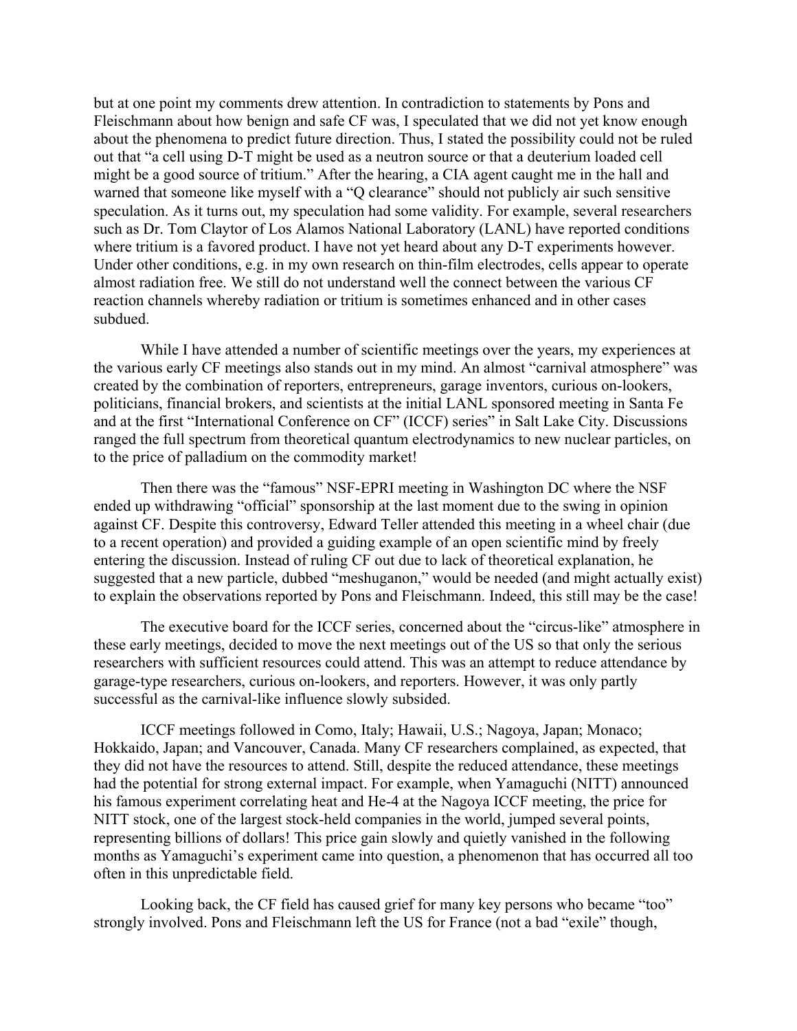but at one point my comments drew attention. In contradiction to statements by Pons and Fleischmann about how benign and safe CF was, I speculated that we did not yet know enough about the phenomena to predict future direction. Thus, I stated the possibility could not be ruled out that "a cell using D-T might be used as a neutron source or that a deuterium loaded cell might be a good source of tritium." After the hearing, a CIA agent caught me in the hall and warned that someone like myself with a "Q clearance" should not publicly air such sensitive speculation. As it turns out, my speculation had some validity. For example, several researchers such as Dr. Tom Claytor of Los Alamos National Laboratory (LANL) have reported conditions where tritium is a favored product. I have not yet heard about any D-T experiments however. Under other conditions, e.g. in my own research on thin-film electrodes, cells appear to operate almost radiation free. We still do not understand well the connect between the various CF reaction channels whereby radiation or tritium is sometimes enhanced and in other cases subdued.

While I have attended a number of scientific meetings over the years, my experiences at the various early CF meetings also stands out in my mind. An almost "carnival atmosphere" was created by the combination of reporters, entrepreneurs, garage inventors, curious on-lookers, politicians, financial brokers, and scientists at the initial LANL sponsored meeting in Santa Fe and at the first "International Conference on CF" (ICCF) series" in Salt Lake City. Discussions ranged the full spectrum from theoretical quantum electrodynamics to new nuclear particles, on to the price of palladium on the commodity market!

Then there was the "famous" NSF-EPRI meeting in Washington DC where the NSF ended up withdrawing "official" sponsorship at the last moment due to the swing in opinion against CF. Despite this controversy, Edward Teller attended this meeting in a wheel chair (due to a recent operation) and provided a guiding example of an open scientific mind by freely entering the discussion. Instead of ruling CF out due to lack of theoretical explanation, he suggested that a new particle, dubbed "meshuganon," would be needed (and might actually exist) to explain the observations reported by Pons and Fleischmann. Indeed, this still may be the case!

The executive board for the ICCF series, concerned about the "circus-like" atmosphere in these early meetings, decided to move the next meetings out of the US so that only the serious researchers with sufficient resources could attend. This was an attempt to reduce attendance by garage-type researchers, curious on-lookers, and reporters. However, it was only partly successful as the carnival-like influence slowly subsided.

ICCF meetings followed in Como, Italy; Hawaii, U.S.; Nagoya, Japan; Monaco; Hokkaido, Japan; and Vancouver, Canada. Many CF researchers complained, as expected, that they did not have the resources to attend. Still, despite the reduced attendance, these meetings had the potential for strong external impact. For example, when Yamaguchi (NITT) announced his famous experiment correlating heat and He-4 at the Nagoya ICCF meeting, the price for NITT stock, one of the largest stock-held companies in the world, jumped several points, representing billions of dollars! This price gain slowly and quietly vanished in the following months as Yamaguchi's experiment came into question, a phenomenon that has occurred all too often in this unpredictable field.

Looking back, the CF field has caused grief for many key persons who became "too" strongly involved. Pons and Fleischmann left the US for France (not a bad "exile" though,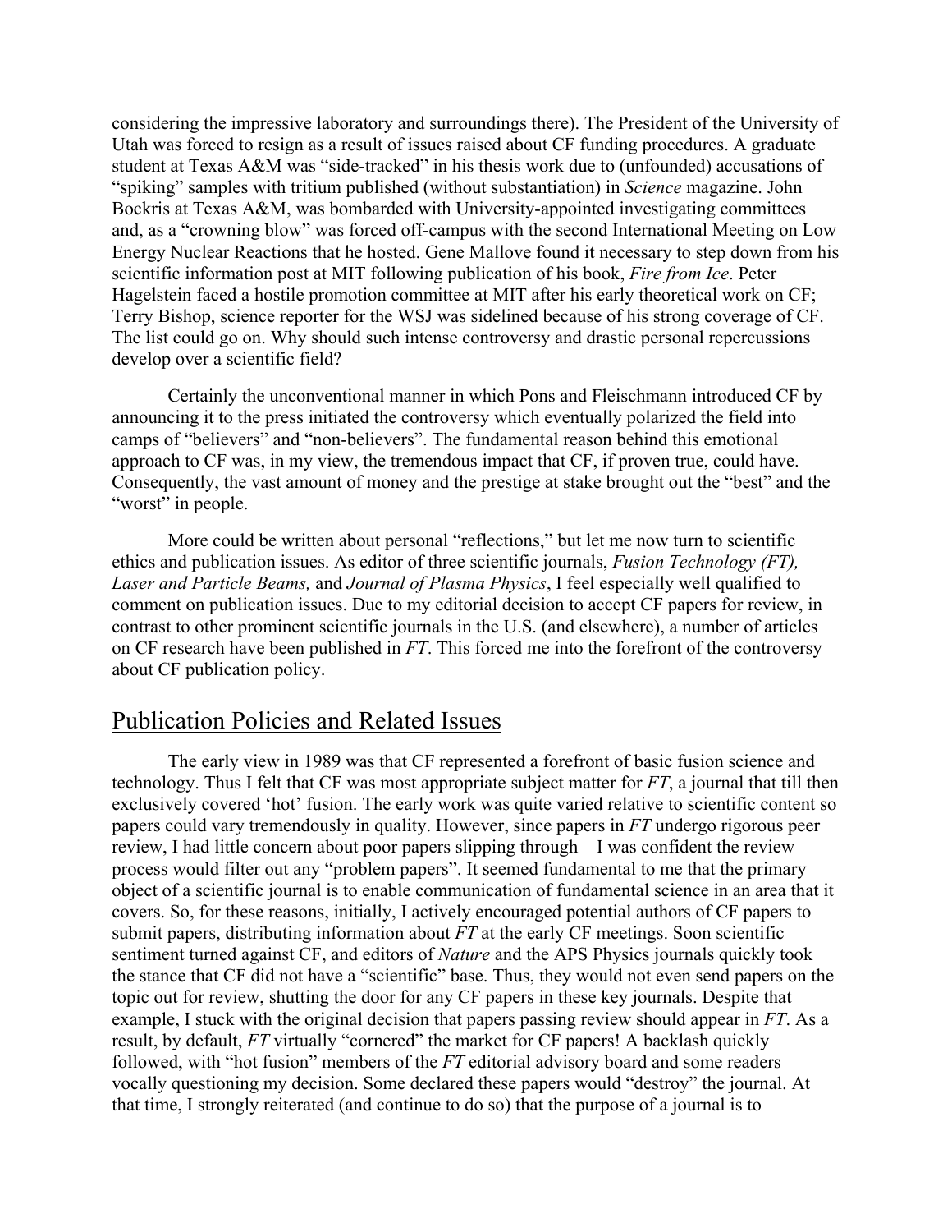considering the impressive laboratory and surroundings there). The President of the University of Utah was forced to resign as a result of issues raised about CF funding procedures. A graduate student at Texas A&M was "side-tracked" in his thesis work due to (unfounded) accusations of "spiking" samples with tritium published (without substantiation) in *Science* magazine. John Bockris at Texas A&M, was bombarded with University-appointed investigating committees and, as a "crowning blow" was forced off-campus with the second International Meeting on Low Energy Nuclear Reactions that he hosted. Gene Mallove found it necessary to step down from his scientific information post at MIT following publication of his book, *Fire from Ice*. Peter Hagelstein faced a hostile promotion committee at MIT after his early theoretical work on CF; Terry Bishop, science reporter for the WSJ was sidelined because of his strong coverage of CF. The list could go on. Why should such intense controversy and drastic personal repercussions develop over a scientific field?

Certainly the unconventional manner in which Pons and Fleischmann introduced CF by announcing it to the press initiated the controversy which eventually polarized the field into camps of "believers" and "non-believers". The fundamental reason behind this emotional approach to CF was, in my view, the tremendous impact that CF, if proven true, could have. Consequently, the vast amount of money and the prestige at stake brought out the "best" and the "worst" in people.

More could be written about personal "reflections," but let me now turn to scientific ethics and publication issues. As editor of three scientific journals, *Fusion Technology (FT), Laser and Particle Beams,* and *Journal of Plasma Physics*, I feel especially well qualified to comment on publication issues. Due to my editorial decision to accept CF papers for review, in contrast to other prominent scientific journals in the U.S. (and elsewhere), a number of articles on CF research have been published in *FT*. This forced me into the forefront of the controversy about CF publication policy.

## Publication Policies and Related Issues

The early view in 1989 was that CF represented a forefront of basic fusion science and technology. Thus I felt that CF was most appropriate subject matter for *FT*, a journal that till then exclusively covered 'hot' fusion. The early work was quite varied relative to scientific content so papers could vary tremendously in quality. However, since papers in *FT* undergo rigorous peer review, I had little concern about poor papers slipping through—I was confident the review process would filter out any "problem papers". It seemed fundamental to me that the primary object of a scientific journal is to enable communication of fundamental science in an area that it covers. So, for these reasons, initially, I actively encouraged potential authors of CF papers to submit papers, distributing information about *FT* at the early CF meetings. Soon scientific sentiment turned against CF, and editors of *Nature* and the APS Physics journals quickly took the stance that CF did not have a "scientific" base. Thus, they would not even send papers on the topic out for review, shutting the door for any CF papers in these key journals. Despite that example, I stuck with the original decision that papers passing review should appear in *FT*. As a result, by default, *FT* virtually "cornered" the market for CF papers! A backlash quickly followed, with "hot fusion" members of the *FT* editorial advisory board and some readers vocally questioning my decision. Some declared these papers would "destroy" the journal. At that time, I strongly reiterated (and continue to do so) that the purpose of a journal is to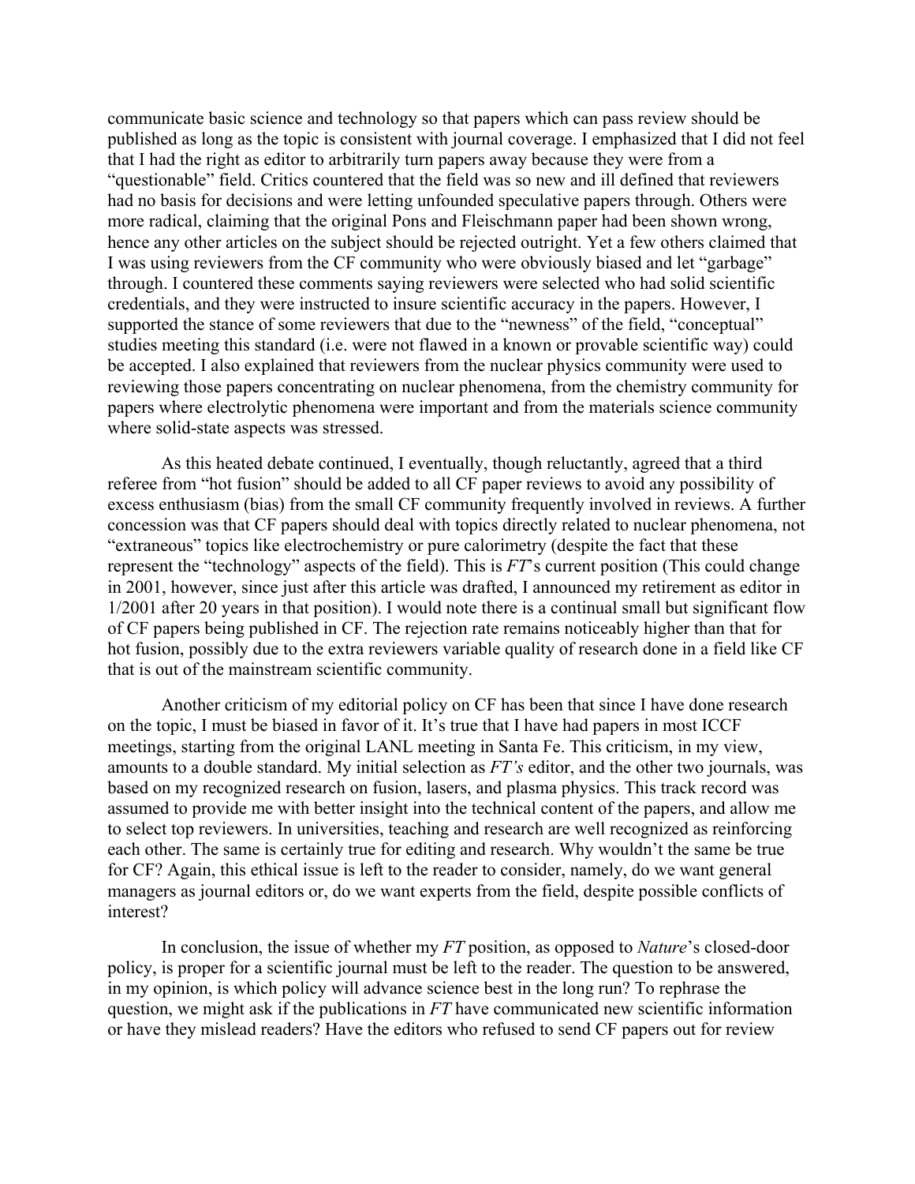communicate basic science and technology so that papers which can pass review should be published as long as the topic is consistent with journal coverage. I emphasized that I did not feel that I had the right as editor to arbitrarily turn papers away because they were from a "questionable" field. Critics countered that the field was so new and ill defined that reviewers had no basis for decisions and were letting unfounded speculative papers through. Others were more radical, claiming that the original Pons and Fleischmann paper had been shown wrong, hence any other articles on the subject should be rejected outright. Yet a few others claimed that I was using reviewers from the CF community who were obviously biased and let "garbage" through. I countered these comments saying reviewers were selected who had solid scientific credentials, and they were instructed to insure scientific accuracy in the papers. However, I supported the stance of some reviewers that due to the "newness" of the field, "conceptual" studies meeting this standard (i.e. were not flawed in a known or provable scientific way) could be accepted. I also explained that reviewers from the nuclear physics community were used to reviewing those papers concentrating on nuclear phenomena, from the chemistry community for papers where electrolytic phenomena were important and from the materials science community where solid-state aspects was stressed.

As this heated debate continued, I eventually, though reluctantly, agreed that a third referee from "hot fusion" should be added to all CF paper reviews to avoid any possibility of excess enthusiasm (bias) from the small CF community frequently involved in reviews. A further concession was that CF papers should deal with topics directly related to nuclear phenomena, not "extraneous" topics like electrochemistry or pure calorimetry (despite the fact that these represent the "technology" aspects of the field). This is *FT*'s current position (This could change in 2001, however, since just after this article was drafted, I announced my retirement as editor in 1/2001 after 20 years in that position). I would note there is a continual small but significant flow of CF papers being published in CF. The rejection rate remains noticeably higher than that for hot fusion, possibly due to the extra reviewers variable quality of research done in a field like CF that is out of the mainstream scientific community.

Another criticism of my editorial policy on CF has been that since I have done research on the topic, I must be biased in favor of it. It's true that I have had papers in most ICCF meetings, starting from the original LANL meeting in Santa Fe. This criticism, in my view, amounts to a double standard. My initial selection as *FT's* editor, and the other two journals, was based on my recognized research on fusion, lasers, and plasma physics. This track record was assumed to provide me with better insight into the technical content of the papers, and allow me to select top reviewers. In universities, teaching and research are well recognized as reinforcing each other. The same is certainly true for editing and research. Why wouldn't the same be true for CF? Again, this ethical issue is left to the reader to consider, namely, do we want general managers as journal editors or, do we want experts from the field, despite possible conflicts of interest?

In conclusion, the issue of whether my *FT* position, as opposed to *Nature*'s closed-door policy, is proper for a scientific journal must be left to the reader. The question to be answered, in my opinion, is which policy will advance science best in the long run? To rephrase the question, we might ask if the publications in *FT* have communicated new scientific information or have they mislead readers? Have the editors who refused to send CF papers out for review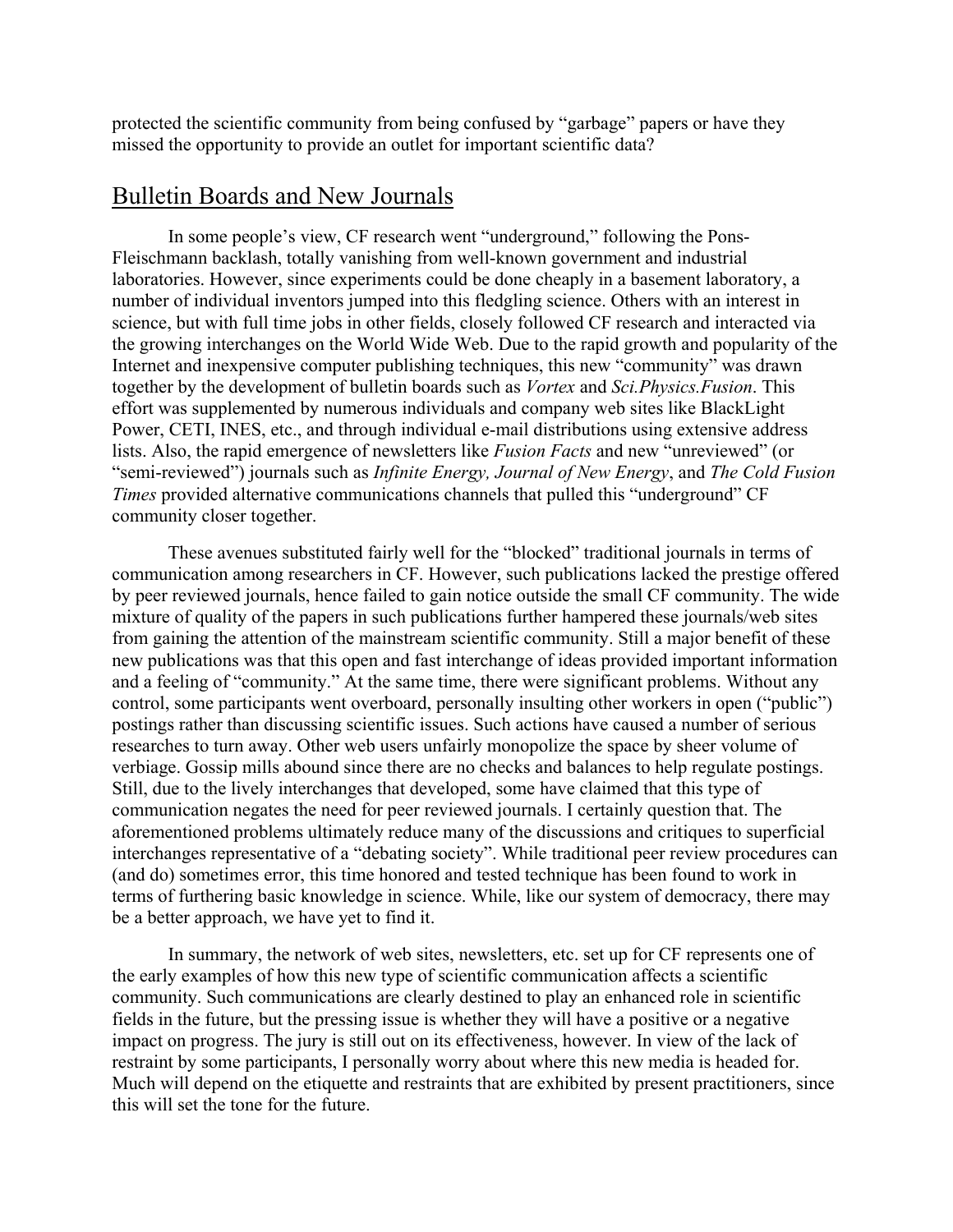protected the scientific community from being confused by "garbage" papers or have they missed the opportunity to provide an outlet for important scientific data?

## Bulletin Boards and New Journals

In some people's view, CF research went "underground," following the Pons-Fleischmann backlash, totally vanishing from well-known government and industrial laboratories. However, since experiments could be done cheaply in a basement laboratory, a number of individual inventors jumped into this fledgling science. Others with an interest in science, but with full time jobs in other fields, closely followed CF research and interacted via the growing interchanges on the World Wide Web. Due to the rapid growth and popularity of the Internet and inexpensive computer publishing techniques, this new "community" was drawn together by the development of bulletin boards such as *Vortex* and *Sci.Physics.Fusion*. This effort was supplemented by numerous individuals and company web sites like BlackLight Power, CETI, INES, etc., and through individual e-mail distributions using extensive address lists. Also, the rapid emergence of newsletters like *Fusion Facts* and new "unreviewed" (or "semi-reviewed") journals such as *Infinite Energy, Journal of New Energy*, and *The Cold Fusion Times* provided alternative communications channels that pulled this "underground" CF community closer together.

These avenues substituted fairly well for the "blocked" traditional journals in terms of communication among researchers in CF. However, such publications lacked the prestige offered by peer reviewed journals, hence failed to gain notice outside the small CF community. The wide mixture of quality of the papers in such publications further hampered these journals/web sites from gaining the attention of the mainstream scientific community. Still a major benefit of these new publications was that this open and fast interchange of ideas provided important information and a feeling of "community." At the same time, there were significant problems. Without any control, some participants went overboard, personally insulting other workers in open ("public") postings rather than discussing scientific issues. Such actions have caused a number of serious researches to turn away. Other web users unfairly monopolize the space by sheer volume of verbiage. Gossip mills abound since there are no checks and balances to help regulate postings. Still, due to the lively interchanges that developed, some have claimed that this type of communication negates the need for peer reviewed journals. I certainly question that. The aforementioned problems ultimately reduce many of the discussions and critiques to superficial interchanges representative of a "debating society". While traditional peer review procedures can (and do) sometimes error, this time honored and tested technique has been found to work in terms of furthering basic knowledge in science. While, like our system of democracy, there may be a better approach, we have yet to find it.

In summary, the network of web sites, newsletters, etc. set up for CF represents one of the early examples of how this new type of scientific communication affects a scientific community. Such communications are clearly destined to play an enhanced role in scientific fields in the future, but the pressing issue is whether they will have a positive or a negative impact on progress. The jury is still out on its effectiveness, however. In view of the lack of restraint by some participants, I personally worry about where this new media is headed for. Much will depend on the etiquette and restraints that are exhibited by present practitioners, since this will set the tone for the future.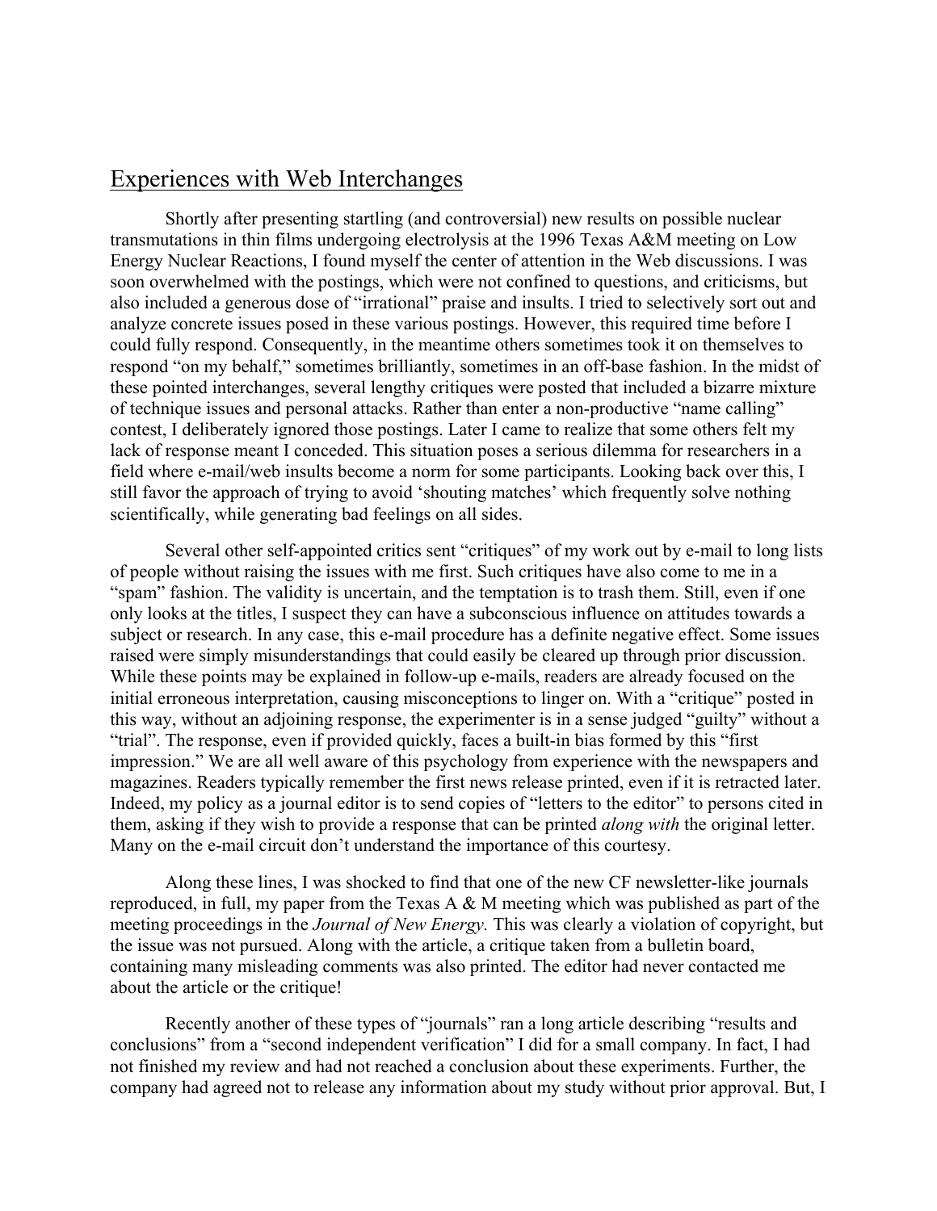## Experiences with Web Interchanges

Shortly after presenting startling (and controversial) new results on possible nuclear transmutations in thin films undergoing electrolysis at the 1996 Texas A&M meeting on Low Energy Nuclear Reactions, I found myself the center of attention in the Web discussions. I was soon overwhelmed with the postings, which were not confined to questions, and criticisms, but also included a generous dose of "irrational" praise and insults. I tried to selectively sort out and analyze concrete issues posed in these various postings. However, this required time before I could fully respond. Consequently, in the meantime others sometimes took it on themselves to respond "on my behalf," sometimes brilliantly, sometimes in an off-base fashion. In the midst of these pointed interchanges, several lengthy critiques were posted that included a bizarre mixture of technique issues and personal attacks. Rather than enter a non-productive "name calling" contest, I deliberately ignored those postings. Later I came to realize that some others felt my lack of response meant I conceded. This situation poses a serious dilemma for researchers in a field where e-mail/web insults become a norm for some participants. Looking back over this, I still favor the approach of trying to avoid 'shouting matches' which frequently solve nothing scientifically, while generating bad feelings on all sides.

Several other self-appointed critics sent "critiques" of my work out by e-mail to long lists of people without raising the issues with me first. Such critiques have also come to me in a "spam" fashion. The validity is uncertain, and the temptation is to trash them. Still, even if one only looks at the titles, I suspect they can have a subconscious influence on attitudes towards a subject or research. In any case, this e-mail procedure has a definite negative effect. Some issues raised were simply misunderstandings that could easily be cleared up through prior discussion. While these points may be explained in follow-up e-mails, readers are already focused on the initial erroneous interpretation, causing misconceptions to linger on. With a "critique" posted in this way, without an adjoining response, the experimenter is in a sense judged "guilty" without a "trial". The response, even if provided quickly, faces a built-in bias formed by this "first impression." We are all well aware of this psychology from experience with the newspapers and magazines. Readers typically remember the first news release printed, even if it is retracted later. Indeed, my policy as a journal editor is to send copies of "letters to the editor" to persons cited in them, asking if they wish to provide a response that can be printed *along with* the original letter. Many on the e-mail circuit don't understand the importance of this courtesy.

Along these lines, I was shocked to find that one of the new CF newsletter-like journals reproduced, in full, my paper from the Texas A & M meeting which was published as part of the meeting proceedings in the *Journal of New Energy.* This was clearly a violation of copyright, but the issue was not pursued. Along with the article, a critique taken from a bulletin board, containing many misleading comments was also printed. The editor had never contacted me about the article or the critique!

Recently another of these types of "journals" ran a long article describing "results and conclusions" from a "second independent verification" I did for a small company. In fact, I had not finished my review and had not reached a conclusion about these experiments. Further, the company had agreed not to release any information about my study without prior approval. But, I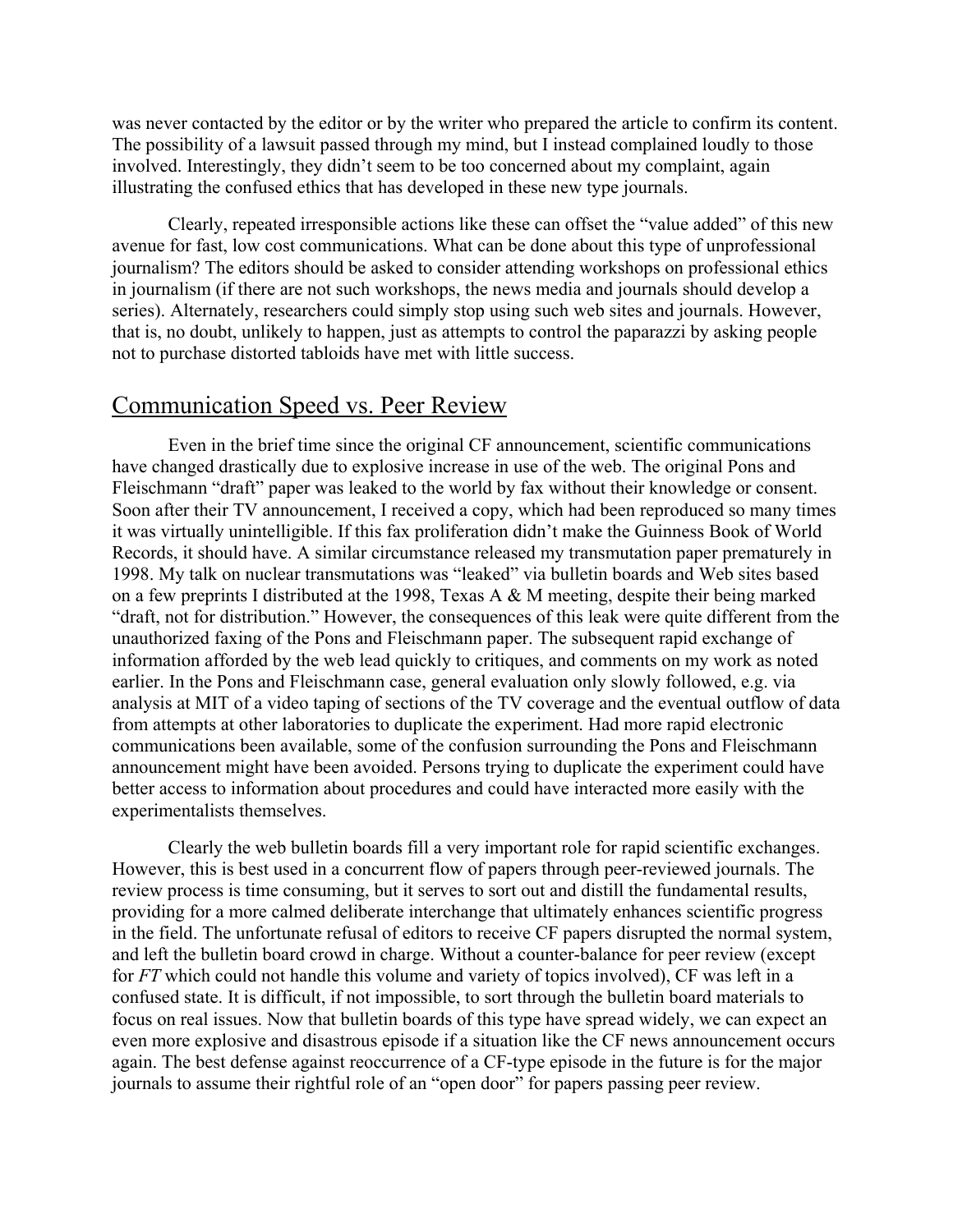was never contacted by the editor or by the writer who prepared the article to confirm its content. The possibility of a lawsuit passed through my mind, but I instead complained loudly to those involved. Interestingly, they didn't seem to be too concerned about my complaint, again illustrating the confused ethics that has developed in these new type journals.

Clearly, repeated irresponsible actions like these can offset the "value added" of this new avenue for fast, low cost communications. What can be done about this type of unprofessional journalism? The editors should be asked to consider attending workshops on professional ethics in journalism (if there are not such workshops, the news media and journals should develop a series). Alternately, researchers could simply stop using such web sites and journals. However, that is, no doubt, unlikely to happen, just as attempts to control the paparazzi by asking people not to purchase distorted tabloids have met with little success.

## Communication Speed vs. Peer Review

Even in the brief time since the original CF announcement, scientific communications have changed drastically due to explosive increase in use of the web. The original Pons and Fleischmann "draft" paper was leaked to the world by fax without their knowledge or consent. Soon after their TV announcement, I received a copy, which had been reproduced so many times it was virtually unintelligible. If this fax proliferation didn't make the Guinness Book of World Records, it should have. A similar circumstance released my transmutation paper prematurely in 1998. My talk on nuclear transmutations was "leaked" via bulletin boards and Web sites based on a few preprints I distributed at the 1998, Texas A & M meeting, despite their being marked "draft, not for distribution." However, the consequences of this leak were quite different from the unauthorized faxing of the Pons and Fleischmann paper. The subsequent rapid exchange of information afforded by the web lead quickly to critiques, and comments on my work as noted earlier. In the Pons and Fleischmann case, general evaluation only slowly followed, e.g. via analysis at MIT of a video taping of sections of the TV coverage and the eventual outflow of data from attempts at other laboratories to duplicate the experiment. Had more rapid electronic communications been available, some of the confusion surrounding the Pons and Fleischmann announcement might have been avoided. Persons trying to duplicate the experiment could have better access to information about procedures and could have interacted more easily with the experimentalists themselves.

Clearly the web bulletin boards fill a very important role for rapid scientific exchanges. However, this is best used in a concurrent flow of papers through peer-reviewed journals. The review process is time consuming, but it serves to sort out and distill the fundamental results, providing for a more calmed deliberate interchange that ultimately enhances scientific progress in the field. The unfortunate refusal of editors to receive CF papers disrupted the normal system, and left the bulletin board crowd in charge. Without a counter-balance for peer review (except for *FT* which could not handle this volume and variety of topics involved), CF was left in a confused state. It is difficult, if not impossible, to sort through the bulletin board materials to focus on real issues. Now that bulletin boards of this type have spread widely, we can expect an even more explosive and disastrous episode if a situation like the CF news announcement occurs again. The best defense against reoccurrence of a CF-type episode in the future is for the major journals to assume their rightful role of an "open door" for papers passing peer review.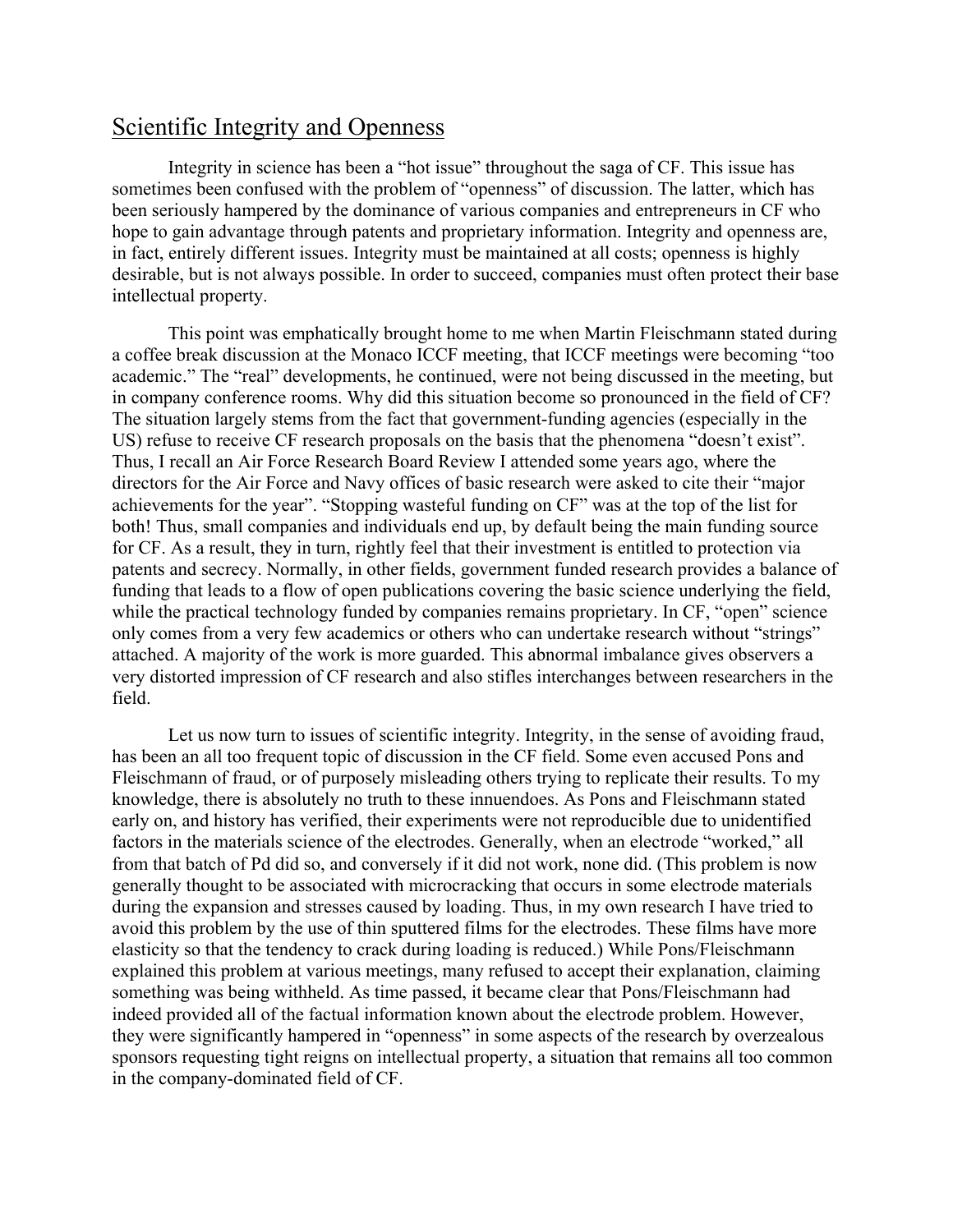## Scientific Integrity and Openness

Integrity in science has been a "hot issue" throughout the saga of CF. This issue has sometimes been confused with the problem of "openness" of discussion. The latter, which has been seriously hampered by the dominance of various companies and entrepreneurs in CF who hope to gain advantage through patents and proprietary information. Integrity and openness are, in fact, entirely different issues. Integrity must be maintained at all costs; openness is highly desirable, but is not always possible. In order to succeed, companies must often protect their base intellectual property.

This point was emphatically brought home to me when Martin Fleischmann stated during a coffee break discussion at the Monaco ICCF meeting, that ICCF meetings were becoming "too academic." The "real" developments, he continued, were not being discussed in the meeting, but in company conference rooms. Why did this situation become so pronounced in the field of CF? The situation largely stems from the fact that government-funding agencies (especially in the US) refuse to receive CF research proposals on the basis that the phenomena "doesn't exist". Thus, I recall an Air Force Research Board Review I attended some years ago, where the directors for the Air Force and Navy offices of basic research were asked to cite their "major achievements for the year". "Stopping wasteful funding on CF" was at the top of the list for both! Thus, small companies and individuals end up, by default being the main funding source for CF. As a result, they in turn, rightly feel that their investment is entitled to protection via patents and secrecy. Normally, in other fields, government funded research provides a balance of funding that leads to a flow of open publications covering the basic science underlying the field, while the practical technology funded by companies remains proprietary. In CF, "open" science only comes from a very few academics or others who can undertake research without "strings" attached. A majority of the work is more guarded. This abnormal imbalance gives observers a very distorted impression of CF research and also stifles interchanges between researchers in the field.

Let us now turn to issues of scientific integrity. Integrity, in the sense of avoiding fraud, has been an all too frequent topic of discussion in the CF field. Some even accused Pons and Fleischmann of fraud, or of purposely misleading others trying to replicate their results. To my knowledge, there is absolutely no truth to these innuendoes. As Pons and Fleischmann stated early on, and history has verified, their experiments were not reproducible due to unidentified factors in the materials science of the electrodes. Generally, when an electrode "worked," all from that batch of Pd did so, and conversely if it did not work, none did. (This problem is now generally thought to be associated with microcracking that occurs in some electrode materials during the expansion and stresses caused by loading. Thus, in my own research I have tried to avoid this problem by the use of thin sputtered films for the electrodes. These films have more elasticity so that the tendency to crack during loading is reduced.) While Pons/Fleischmann explained this problem at various meetings, many refused to accept their explanation, claiming something was being withheld. As time passed, it became clear that Pons/Fleischmann had indeed provided all of the factual information known about the electrode problem. However, they were significantly hampered in "openness" in some aspects of the research by overzealous sponsors requesting tight reigns on intellectual property, a situation that remains all too common in the company-dominated field of CF.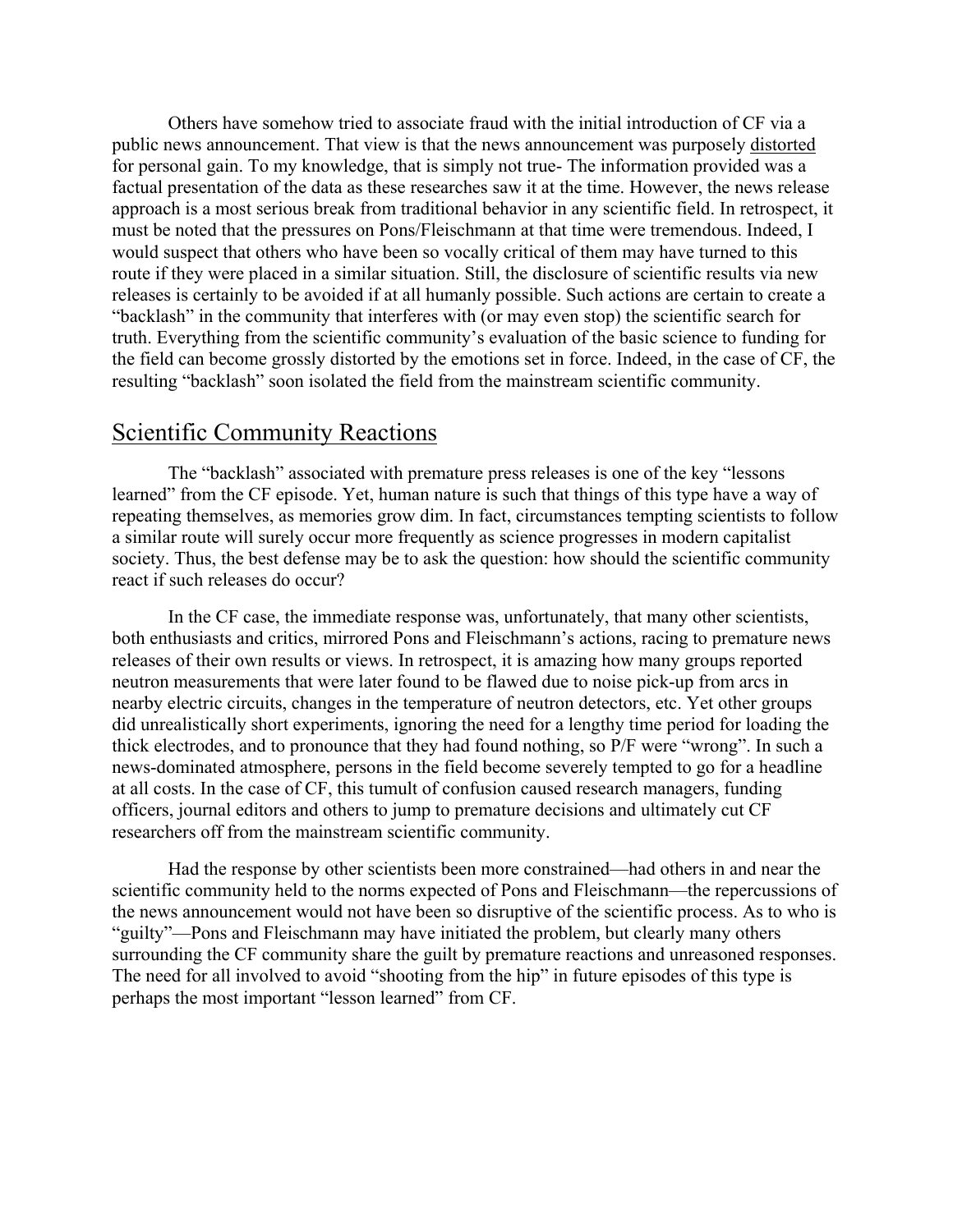Others have somehow tried to associate fraud with the initial introduction of CF via a public news announcement. That view is that the news announcement was purposely <u>distorted</u> for personal gain. To my knowledge, that is simply not true- The information provided was a factual presentation of the data as these researches saw it at the time. However, the news release approach is a most serious break from traditional behavior in any scientific field. In retrospect, it must be noted that the pressures on Pons/Fleischmann at that time were tremendous. Indeed, I would suspect that others who have been so vocally critical of them may have turned to this route if they were placed in a similar situation. Still, the disclosure of scientific results via new releases is certainly to be avoided if at all humanly possible. Such actions are certain to create a "backlash" in the community that interferes with (or may even stop) the scientific search for truth. Everything from the scientific community's evaluation of the basic science to funding for the field can become grossly distorted by the emotions set in force. Indeed, in the case of CF, the resulting "backlash" soon isolated the field from the mainstream scientific community.

## Scientific Community Reactions

The "backlash" associated with premature press releases is one of the key "lessons learned" from the CF episode. Yet, human nature is such that things of this type have a way of repeating themselves, as memories grow dim. In fact, circumstances tempting scientists to follow a similar route will surely occur more frequently as science progresses in modern capitalist society. Thus, the best defense may be to ask the question: how should the scientific community react if such releases do occur?

In the CF case, the immediate response was, unfortunately, that many other scientists, both enthusiasts and critics, mirrored Pons and Fleischmann's actions, racing to premature news releases of their own results or views. In retrospect, it is amazing how many groups reported neutron measurements that were later found to be flawed due to noise pick-up from arcs in nearby electric circuits, changes in the temperature of neutron detectors, etc. Yet other groups did unrealistically short experiments, ignoring the need for a lengthy time period for loading the thick electrodes, and to pronounce that they had found nothing, so P/F were "wrong". In such a news-dominated atmosphere, persons in the field become severely tempted to go for a headline at all costs. In the case of CF, this tumult of confusion caused research managers, funding officers, journal editors and others to jump to premature decisions and ultimately cut CF researchers off from the mainstream scientific community.

Had the response by other scientists been more constrained—had others in and near the scientific community held to the norms expected of Pons and Fleischmann—the repercussions of the news announcement would not have been so disruptive of the scientific process. As to who is "guilty"—Pons and Fleischmann may have initiated the problem, but clearly many others surrounding the CF community share the guilt by premature reactions and unreasoned responses. The need for all involved to avoid "shooting from the hip" in future episodes of this type is perhaps the most important "lesson learned" from CF.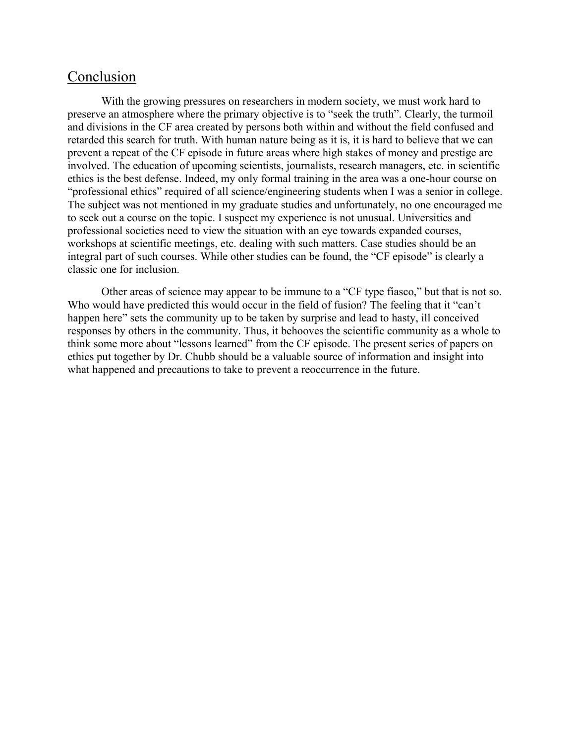## Conclusion

With the growing pressures on researchers in modern society, we must work hard to preserve an atmosphere where the primary objective is to "seek the truth". Clearly, the turmoil and divisions in the CF area created by persons both within and without the field confused and retarded this search for truth. With human nature being as it is, it is hard to believe that we can prevent a repeat of the CF episode in future areas where high stakes of money and prestige are involved. The education of upcoming scientists, journalists, research managers, etc. in scientific ethics is the best defense. Indeed, my only formal training in the area was a one-hour course on "professional ethics" required of all science/engineering students when I was a senior in college. The subject was not mentioned in my graduate studies and unfortunately, no one encouraged me to seek out a course on the topic. I suspect my experience is not unusual. Universities and professional societies need to view the situation with an eye towards expanded courses, workshops at scientific meetings, etc. dealing with such matters. Case studies should be an integral part of such courses. While other studies can be found, the "CF episode" is clearly a classic one for inclusion.

Other areas of science may appear to be immune to a "CF type fiasco," but that is not so. Who would have predicted this would occur in the field of fusion? The feeling that it "can't happen here" sets the community up to be taken by surprise and lead to hasty, ill conceived responses by others in the community. Thus, it behooves the scientific community as a whole to think some more about "lessons learned" from the CF episode. The present series of papers on ethics put together by Dr. Chubb should be a valuable source of information and insight into what happened and precautions to take to prevent a reoccurrence in the future.